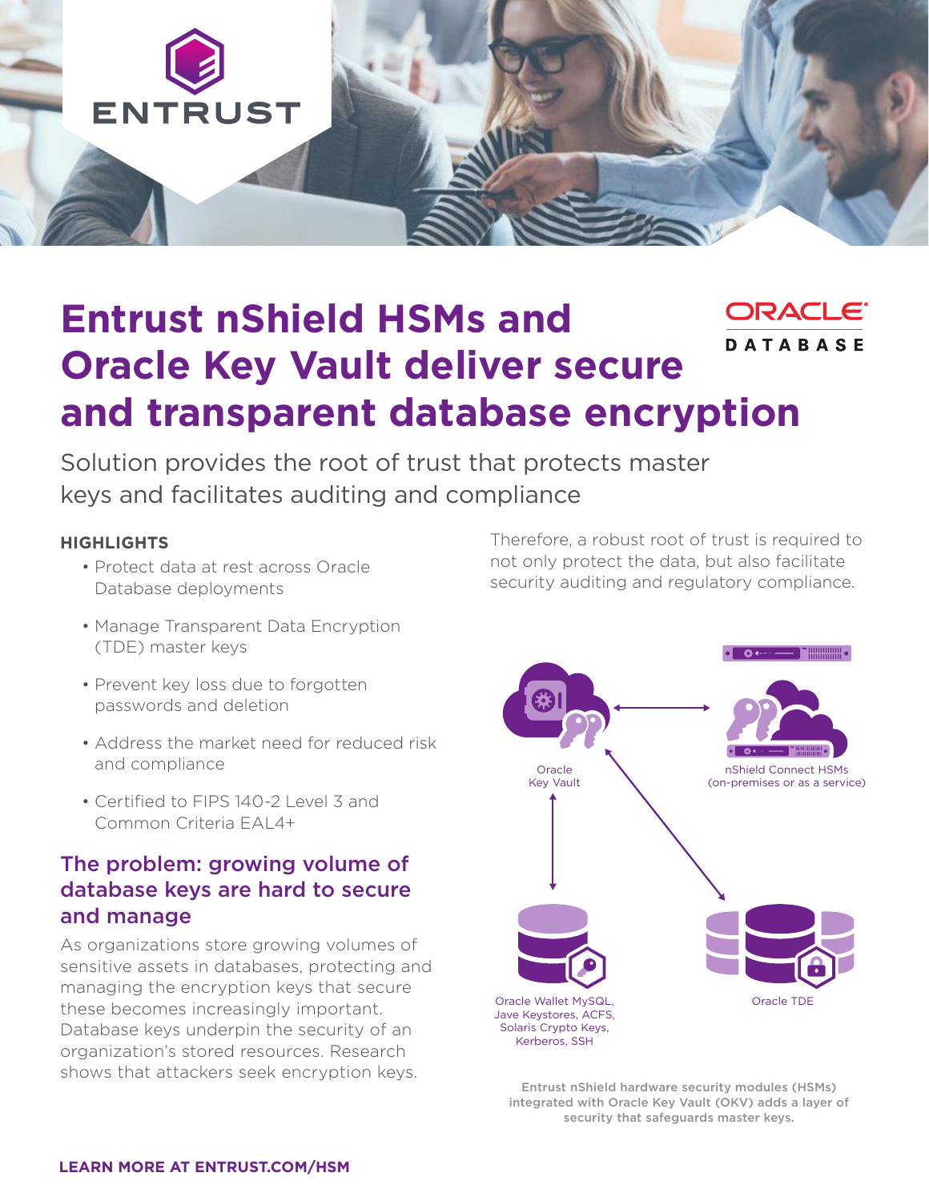# Entrust nShield HSMs and Oracle Key Vault deliver secure and transparent database encryption

Solution provides the root of trust that protects master keys and facilitates auditing and compliance

**HIGHLIGHTS**

- Protect data at rest across Oracle Database deployments
- Manage Transparent Data Encryption (TDE) master keys
- Prevent key loss due to forgotten passwords and deletion
- Address the market need for reduced risk and compliance
- Certified to FIPS 140-2 Level 3 and Common Criteria EAL4+

## The problem: growing volume of database keys are hard to secure and manage

As organizations store growing volumes of sensitive assets in databases, protecting and managing the encryption keys that secure these becomes increasingly important. Database keys underpin the security of an organization's stored resources. Research shows that attackers seek encryption keys. Therefore, a robust root of trust is required to not only protect the data, but also facilitate security auditing and regulatory compliance.

Oracle Key Vault

nShield Connect HSMs (on-premises or as a service)

Oracle Wallet MySQL, Jave Keystores, ACFS, Solaris Crypto Keys, Kerberos, SSH

Oracle TDE

Entrust nShield hardware security modules (HSMs) integrated with Oracle Key Vault (OKV) adds a layer of security that safeguards master keys.

**LEARN MORE AT ENTRUST.COM/HSM**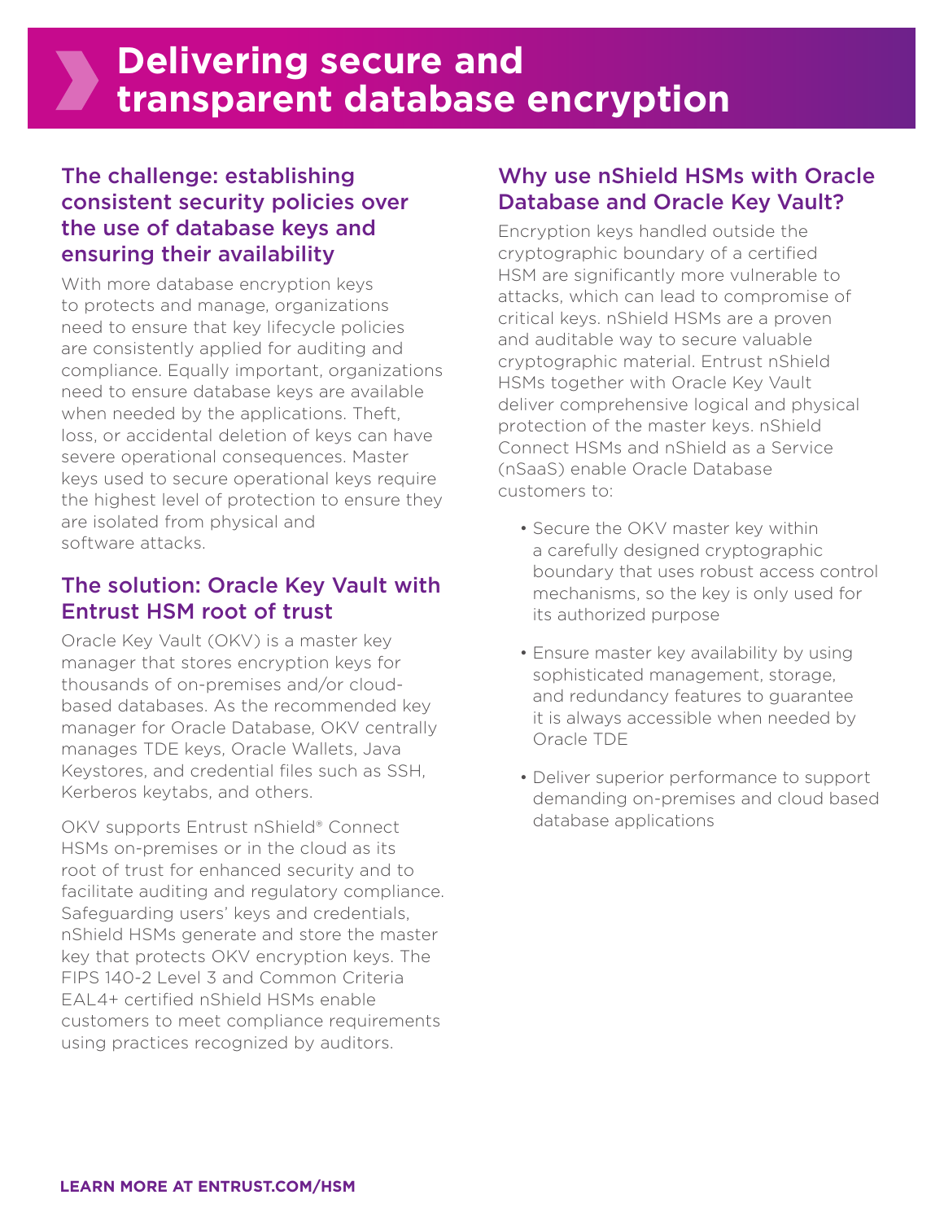# Delivering secure and transparent database encryption

## The challenge: establishing consistent security policies over the use of database keys and ensuring their availability

With more database encryption keys to protects and manage, organizations need to ensure that key lifecycle policies are consistently applied for auditing and compliance. Equally important, organizations need to ensure database keys are available when needed by the applications. Theft, loss, or accidental deletion of keys can have severe operational consequences. Master keys used to secure operational keys require the highest level of protection to ensure they are isolated from physical and software attacks.

## The solution: Oracle Key Vault with Entrust HSM root of trust

Oracle Key Vault (OKV) is a master key manager that stores encryption keys for thousands of on-premises and/or cloud-based databases. As the recommended key manager for Oracle Database, OKV centrally manages TDE keys, Oracle Wallets, Java Keystores, and credential files such as SSH, Kerberos keytabs, and others.

OKV supports Entrust nShield® Connect HSMs on-premises or in the cloud as its root of trust for enhanced security and to facilitate auditing and regulatory compliance. Safeguarding users' keys and credentials, nShield HSMs generate and store the master key that protects OKV encryption keys. The FIPS 140-2 Level 3 and Common Criteria EAL4+ certified nShield HSMs enable customers to meet compliance requirements using practices recognized by auditors.

## Why use nShield HSMs with Oracle Database and Oracle Key Vault?

Encryption keys handled outside the cryptographic boundary of a certified HSM are significantly more vulnerable to attacks, which can lead to compromise of critical keys. nShield HSMs are a proven and auditable way to secure valuable cryptographic material. Entrust nShield HSMs together with Oracle Key Vault deliver comprehensive logical and physical protection of the master keys. nShield Connect HSMs and nShield as a Service (nSaaS) enable Oracle Database customers to:

- Secure the OKV master key within a carefully designed cryptographic boundary that uses robust access control mechanisms, so the key is only used for its authorized purpose
- Ensure master key availability by using sophisticated management, storage, and redundancy features to guarantee it is always accessible when needed by Oracle TDE
- Deliver superior performance to support demanding on-premises and cloud based database applications

**LEARN MORE AT ENTRUST.COM/HSM**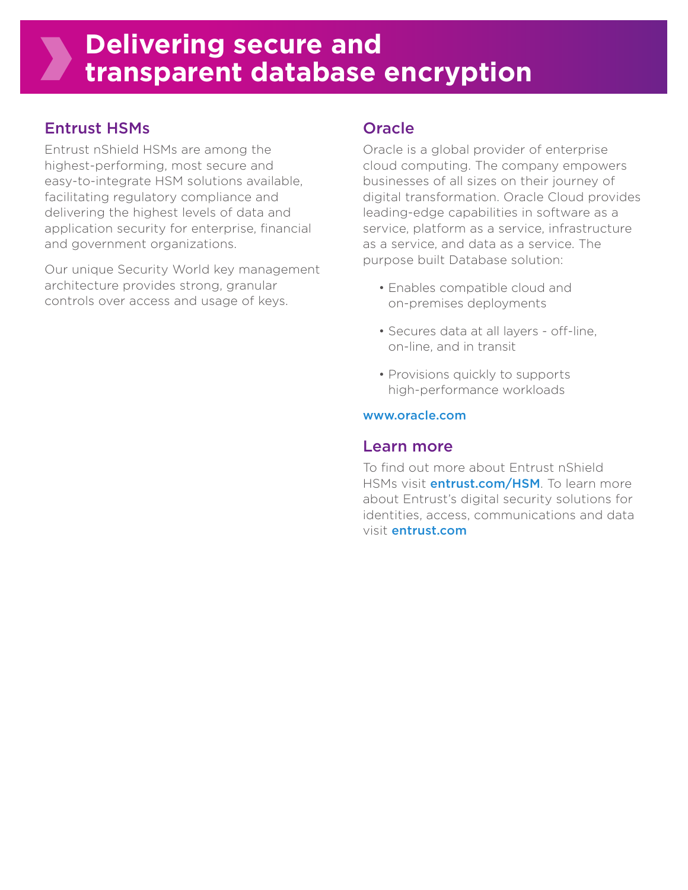# Delivering secure and transparent database encryption

## Entrust HSMs

Entrust nShield HSMs are among the highest-performing, most secure and easy-to-integrate HSM solutions available, facilitating regulatory compliance and delivering the highest levels of data and application security for enterprise, financial and government organizations.

Our unique Security World key management architecture provides strong, granular controls over access and usage of keys.

## Oracle

Oracle is a global provider of enterprise cloud computing. The company empowers businesses of all sizes on their journey of digital transformation. Oracle Cloud provides leading-edge capabilities in software as a service, platform as a service, infrastructure as a service, and data as a service. The purpose built Database solution:

- Enables compatible cloud and on-premises deployments
- Secures data at all layers - off-line, on-line, and in transit
- Provisions quickly to supports high-performance workloads

**www.oracle.com**

## Learn more

To find out more about Entrust nShield HSMs visit **entrust.com/HSM**. To learn more about Entrust's digital security solutions for identities, access, communications and data visit **entrust.com**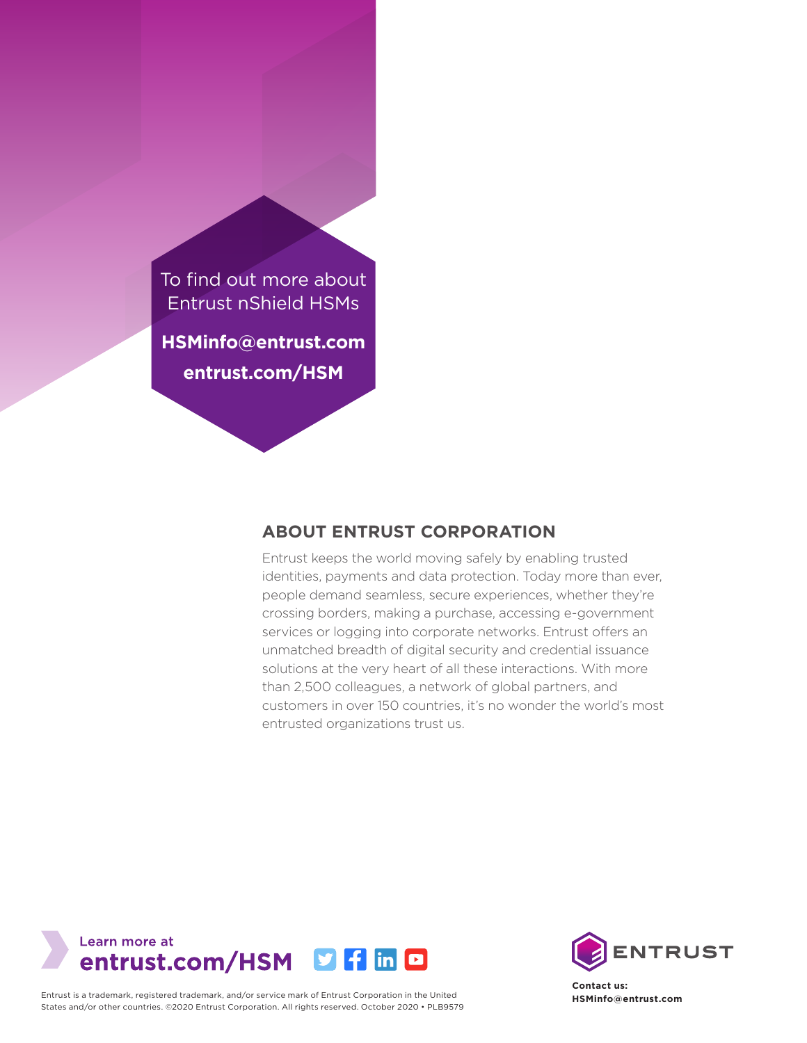To find out more about
Entrust nShield HSMs

**HSMinfo@entrust.com**

**entrust.com/HSM**

## ABOUT ENTRUST CORPORATION

Entrust keeps the world moving safely by enabling trusted identities, payments and data protection. Today more than ever, people demand seamless, secure experiences, whether they're crossing borders, making a purchase, accessing e-government services or logging into corporate networks. Entrust offers an unmatched breadth of digital security and credential issuance solutions at the very heart of all these interactions. With more than 2,500 colleagues, a network of global partners, and customers in over 150 countries, it's no wonder the world's most entrusted organizations trust us.

Learn more at
**entrust.com/HSM**

ENTRUST

**Contact us:**
**HSMinfo@entrust.com**

Entrust is a trademark, registered trademark, and/or service mark of Entrust Corporation in the United States and/or other countries. ©2020 Entrust Corporation. All rights reserved. October 2020 • PLB9579